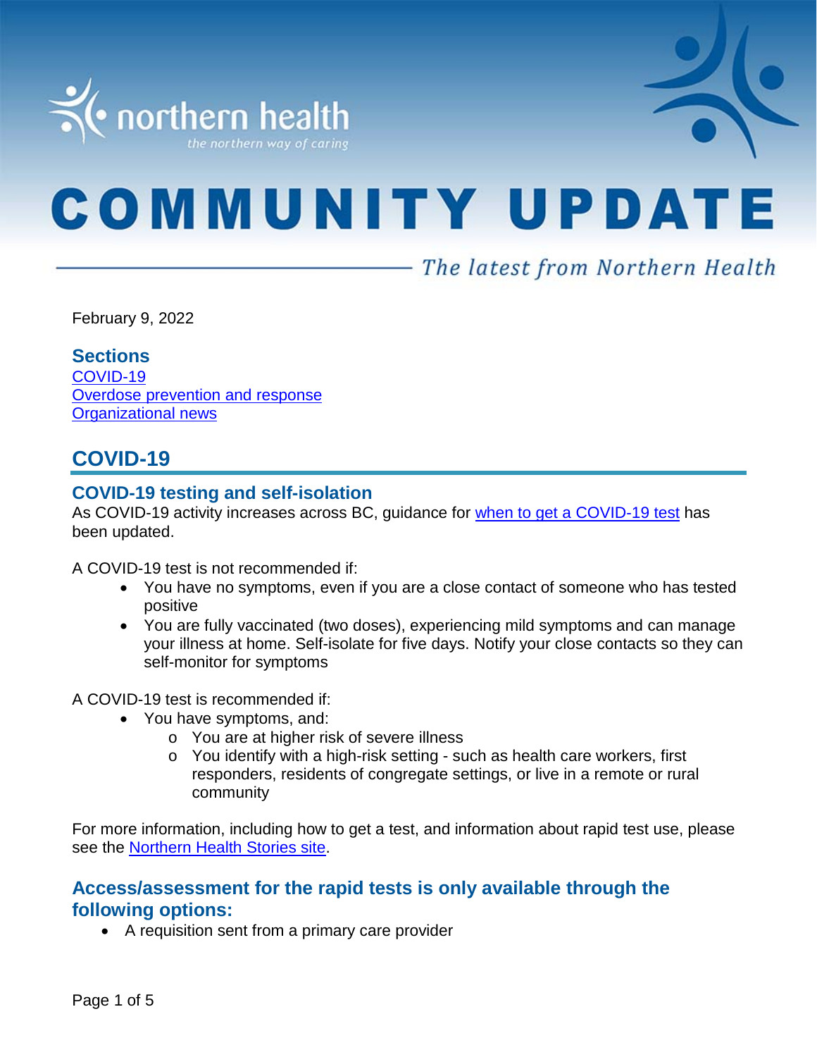# COMMUNITY UPDATE

*The latest from Northern Health*

February 9, 2022

## Sections

[COVID-19](#covid-19)
[Overdose prevention and response](#overdose-prevention-and-response)
[Organizational news](#organizational-news)

## COVID-19

### COVID-19 testing and self-isolation

As COVID-19 activity increases across BC, guidance for [when to get a COVID-19 test](#) has been updated.

A COVID-19 test is not recommended if:

- You have no symptoms, even if you are a close contact of someone who has tested positive
- You are fully vaccinated (two doses), experiencing mild symptoms and can manage your illness at home. Self-isolate for five days. Notify your close contacts so they can self-monitor for symptoms

A COVID-19 test is recommended if:

- You have symptoms, and:
  - You are at higher risk of severe illness
  - You identify with a high-risk setting - such as health care workers, first responders, residents of congregate settings, or live in a remote or rural community

For more information, including how to get a test, and information about rapid test use, please see the [Northern Health Stories site](#).

### Access/assessment for the rapid tests is only available through the following options:

- A requisition sent from a primary care provider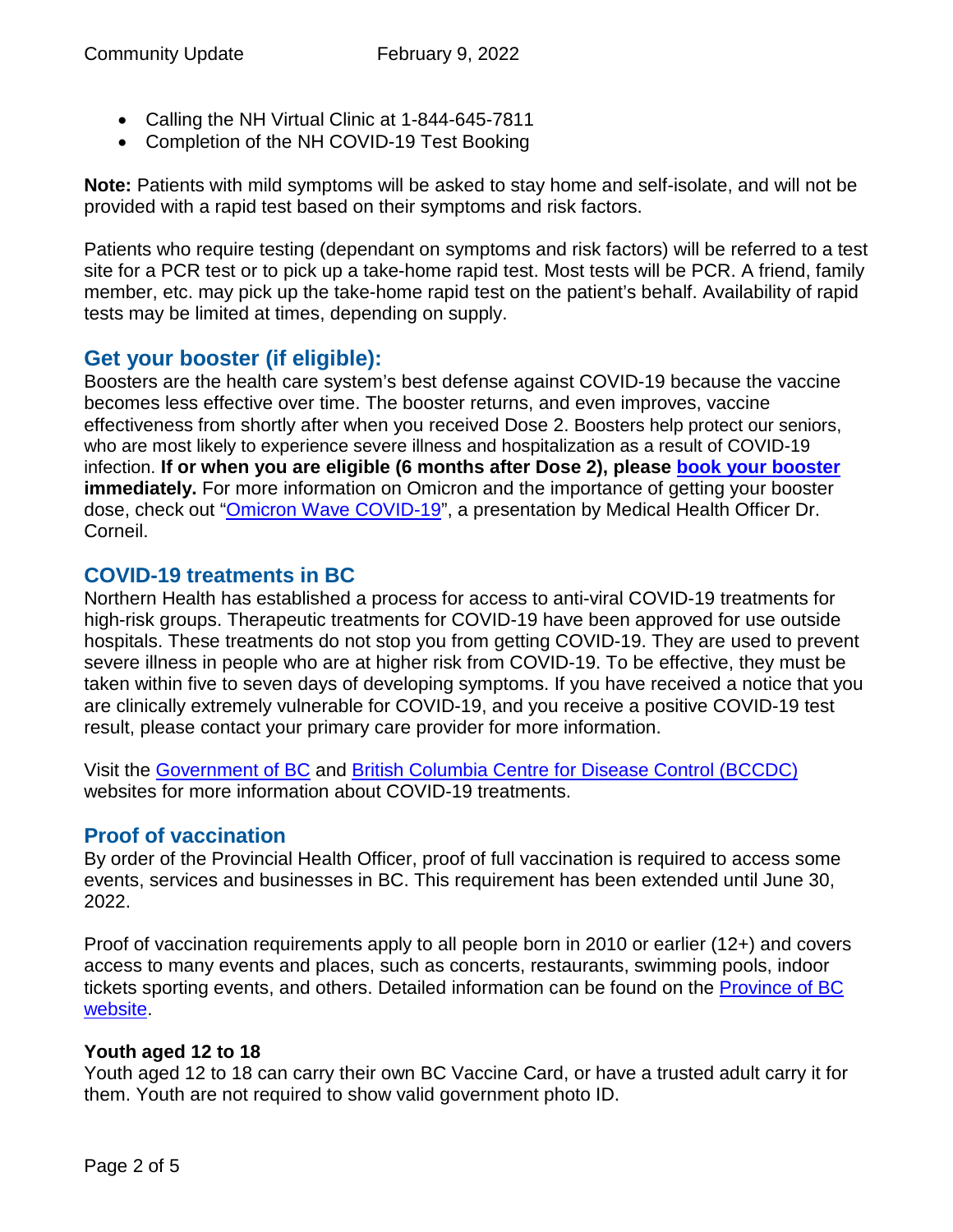- Calling the NH Virtual Clinic at 1-844-645-7811
- Completion of the NH COVID-19 Test Booking

**Note:** Patients with mild symptoms will be asked to stay home and self-isolate, and will not be provided with a rapid test based on their symptoms and risk factors.

Patients who require testing (dependant on symptoms and risk factors) will be referred to a test site for a PCR test or to pick up a take-home rapid test. Most tests will be PCR. A friend, family member, etc. may pick up the take-home rapid test on the patient's behalf. Availability of rapid tests may be limited at times, depending on supply.

## Get your booster (if eligible):

Boosters are the health care system's best defense against COVID-19 because the vaccine becomes less effective over time. The booster returns, and even improves, vaccine effectiveness from shortly after when you received Dose 2. Boosters help protect our seniors, who are most likely to experience severe illness and hospitalization as a result of COVID-19 infection. **If or when you are eligible (6 months after Dose 2), please book your booster immediately.** For more information on Omicron and the importance of getting your booster dose, check out "Omicron Wave COVID-19", a presentation by Medical Health Officer Dr. Corneil.

## COVID-19 treatments in BC

Northern Health has established a process for access to anti-viral COVID-19 treatments for high-risk groups. Therapeutic treatments for COVID-19 have been approved for use outside hospitals. These treatments do not stop you from getting COVID-19. They are used to prevent severe illness in people who are at higher risk from COVID-19. To be effective, they must be taken within five to seven days of developing symptoms. If you have received a notice that you are clinically extremely vulnerable for COVID-19, and you receive a positive COVID-19 test result, please contact your primary care provider for more information.

Visit the Government of BC and British Columbia Centre for Disease Control (BCCDC) websites for more information about COVID-19 treatments.

## Proof of vaccination

By order of the Provincial Health Officer, proof of full vaccination is required to access some events, services and businesses in BC. This requirement has been extended until June 30, 2022.

Proof of vaccination requirements apply to all people born in 2010 or earlier (12+) and covers access to many events and places, such as concerts, restaurants, swimming pools, indoor tickets sporting events, and others. Detailed information can be found on the Province of BC website.

### Youth aged 12 to 18

Youth aged 12 to 18 can carry their own BC Vaccine Card, or have a trusted adult carry it for them. Youth are not required to show valid government photo ID.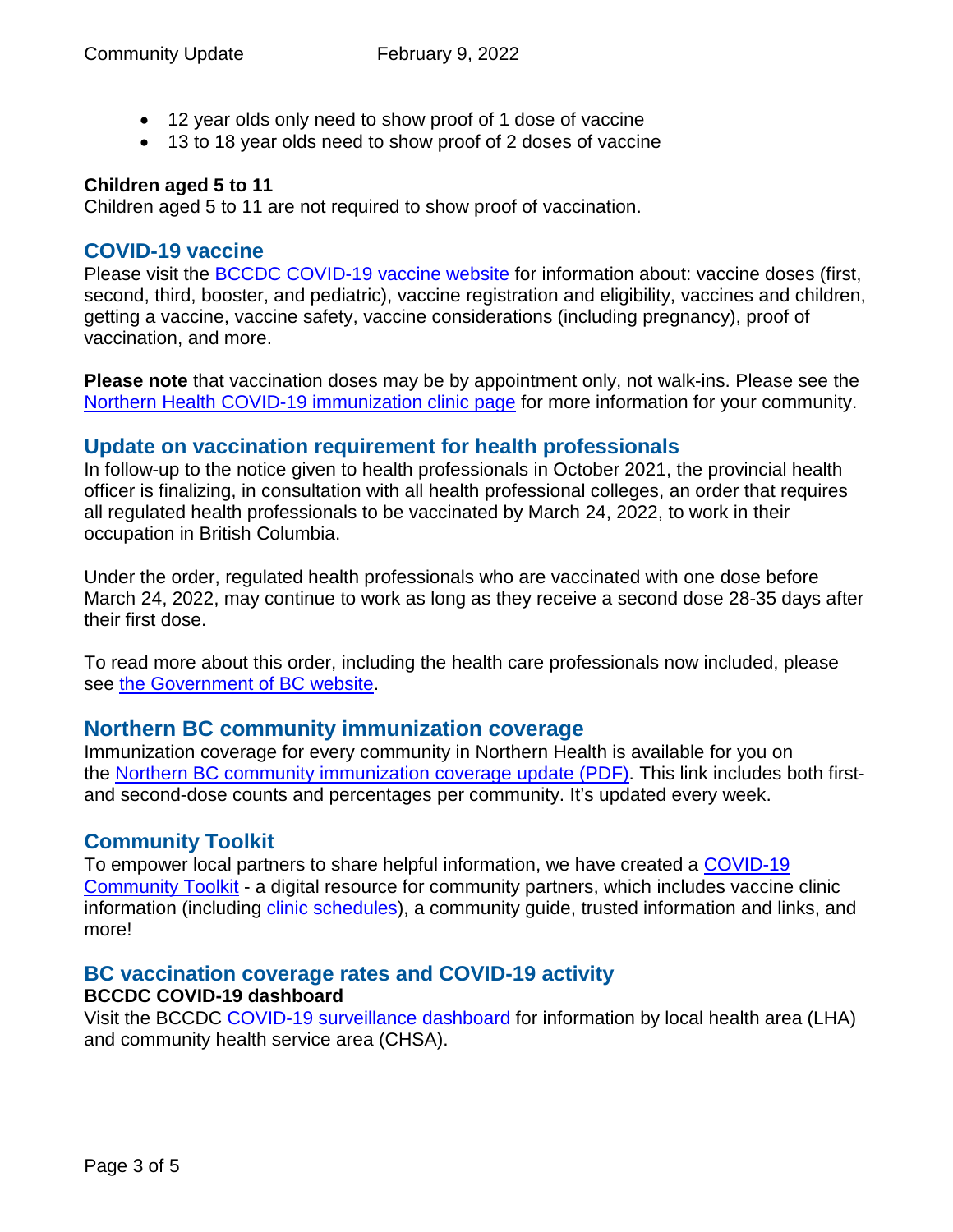- 12 year olds only need to show proof of 1 dose of vaccine
- 13 to 18 year olds need to show proof of 2 doses of vaccine

**Children aged 5 to 11**

Children aged 5 to 11 are not required to show proof of vaccination.

## COVID-19 vaccine

Please visit the BCCDC COVID-19 vaccine website for information about: vaccine doses (first, second, third, booster, and pediatric), vaccine registration and eligibility, vaccines and children, getting a vaccine, vaccine safety, vaccine considerations (including pregnancy), proof of vaccination, and more.

**Please note** that vaccination doses may be by appointment only, not walk-ins. Please see the Northern Health COVID-19 immunization clinic page for more information for your community.

## Update on vaccination requirement for health professionals

In follow-up to the notice given to health professionals in October 2021, the provincial health officer is finalizing, in consultation with all health professional colleges, an order that requires all regulated health professionals to be vaccinated by March 24, 2022, to work in their occupation in British Columbia.

Under the order, regulated health professionals who are vaccinated with one dose before March 24, 2022, may continue to work as long as they receive a second dose 28-35 days after their first dose.

To read more about this order, including the health care professionals now included, please see the Government of BC website.

## Northern BC community immunization coverage

Immunization coverage for every community in Northern Health is available for you on the Northern BC community immunization coverage update (PDF). This link includes both first- and second-dose counts and percentages per community. It's updated every week.

## Community Toolkit

To empower local partners to share helpful information, we have created a COVID-19 Community Toolkit - a digital resource for community partners, which includes vaccine clinic information (including clinic schedules), a community guide, trusted information and links, and more!

## BC vaccination coverage rates and COVID-19 activity

**BCCDC COVID-19 dashboard**

Visit the BCCDC COVID-19 surveillance dashboard for information by local health area (LHA) and community health service area (CHSA).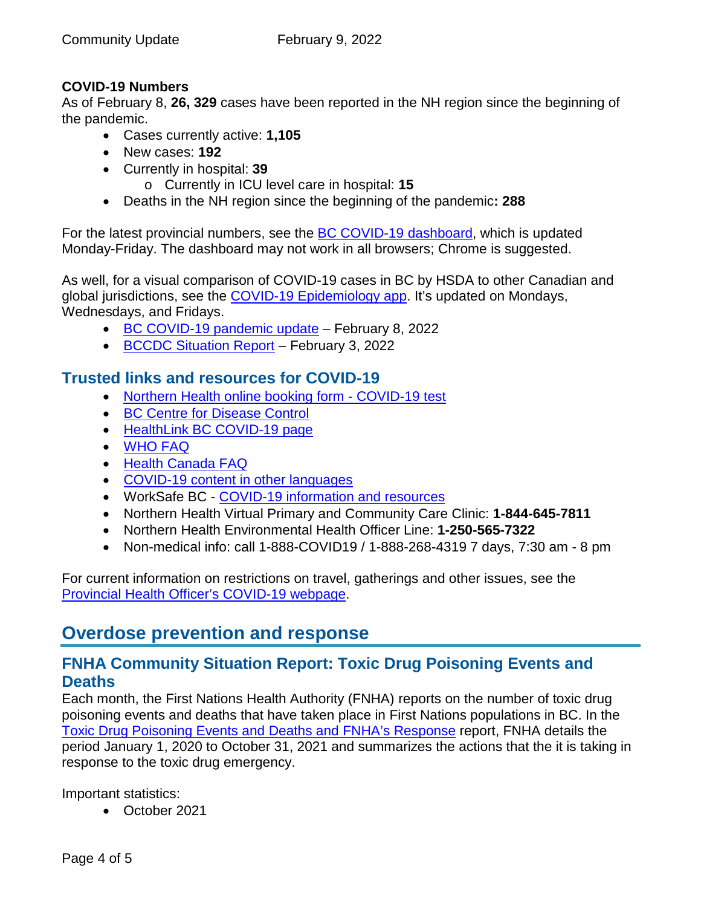**COVID-19 Numbers**

As of February 8, **26, 329** cases have been reported in the NH region since the beginning of the pandemic.

- Cases currently active: **1,105**
- New cases: **192**
- Currently in hospital: **39**
  - Currently in ICU level care in hospital: **15**
- Deaths in the NH region since the beginning of the pandemic**: 288**

For the latest provincial numbers, see the [BC COVID-19 dashboard](), which is updated Monday-Friday. The dashboard may not work in all browsers; Chrome is suggested.

As well, for a visual comparison of COVID-19 cases in BC by HSDA to other Canadian and global jurisdictions, see the [COVID-19 Epidemiology app](). It's updated on Mondays, Wednesdays, and Fridays.

- [BC COVID-19 pandemic update]() – February 8, 2022
- [BCCDC Situation Report]() – February 3, 2022

## Trusted links and resources for COVID-19

- [Northern Health online booking form - COVID-19 test]()
- [BC Centre for Disease Control]()
- [HealthLink BC COVID-19 page]()
- [WHO FAQ]()
- [Health Canada FAQ]()
- [COVID-19 content in other languages]()
- WorkSafe BC - [COVID-19 information and resources]()
- Northern Health Virtual Primary and Community Care Clinic: **1-844-645-7811**
- Northern Health Environmental Health Officer Line: **1-250-565-7322**
- Non-medical info: call 1-888-COVID19 / 1-888-268-4319 7 days, 7:30 am - 8 pm

For current information on restrictions on travel, gatherings and other issues, see the [Provincial Health Officer's COVID-19 webpage]().

# Overdose prevention and response

## FNHA Community Situation Report: Toxic Drug Poisoning Events and Deaths

Each month, the First Nations Health Authority (FNHA) reports on the number of toxic drug poisoning events and deaths that have taken place in First Nations populations in BC. In the [Toxic Drug Poisoning Events and Deaths and FNHA's Response]() report, FNHA details the period January 1, 2020 to October 31, 2021 and summarizes the actions that the it is taking in response to the toxic drug emergency.

Important statistics:

- October 2021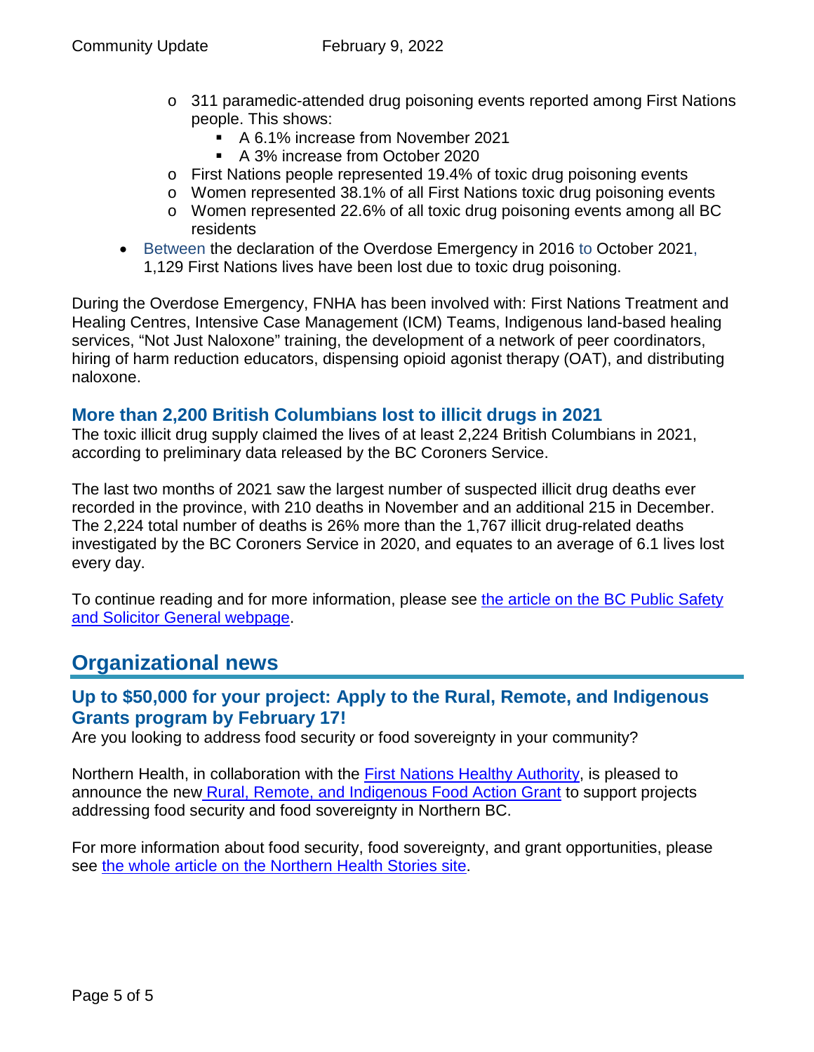- 311 paramedic-attended drug poisoning events reported among First Nations people. This shows:
    - A 6.1% increase from November 2021
    - A 3% increase from October 2020
  - First Nations people represented 19.4% of toxic drug poisoning events
  - Women represented 38.1% of all First Nations toxic drug poisoning events
  - Women represented 22.6% of all toxic drug poisoning events among all BC residents
- Between the declaration of the Overdose Emergency in 2016 to October 2021, 1,129 First Nations lives have been lost due to toxic drug poisoning.

During the Overdose Emergency, FNHA has been involved with: First Nations Treatment and Healing Centres, Intensive Case Management (ICM) Teams, Indigenous land-based healing services, "Not Just Naloxone" training, the development of a network of peer coordinators, hiring of harm reduction educators, dispensing opioid agonist therapy (OAT), and distributing naloxone.

### More than 2,200 British Columbians lost to illicit drugs in 2021

The toxic illicit drug supply claimed the lives of at least 2,224 British Columbians in 2021, according to preliminary data released by the BC Coroners Service.

The last two months of 2021 saw the largest number of suspected illicit drug deaths ever recorded in the province, with 210 deaths in November and an additional 215 in December. The 2,224 total number of deaths is 26% more than the 1,767 illicit drug-related deaths investigated by the BC Coroners Service in 2020, and equates to an average of 6.1 lives lost every day.

To continue reading and for more information, please see the article on the BC Public Safety and Solicitor General webpage.

## Organizational news

### Up to $50,000 for your project: Apply to the Rural, Remote, and Indigenous Grants program by February 17!

Are you looking to address food security or food sovereignty in your community?

Northern Health, in collaboration with the First Nations Healthy Authority, is pleased to announce the new Rural, Remote, and Indigenous Food Action Grant to support projects addressing food security and food sovereignty in Northern BC.

For more information about food security, food sovereignty, and grant opportunities, please see the whole article on the Northern Health Stories site.